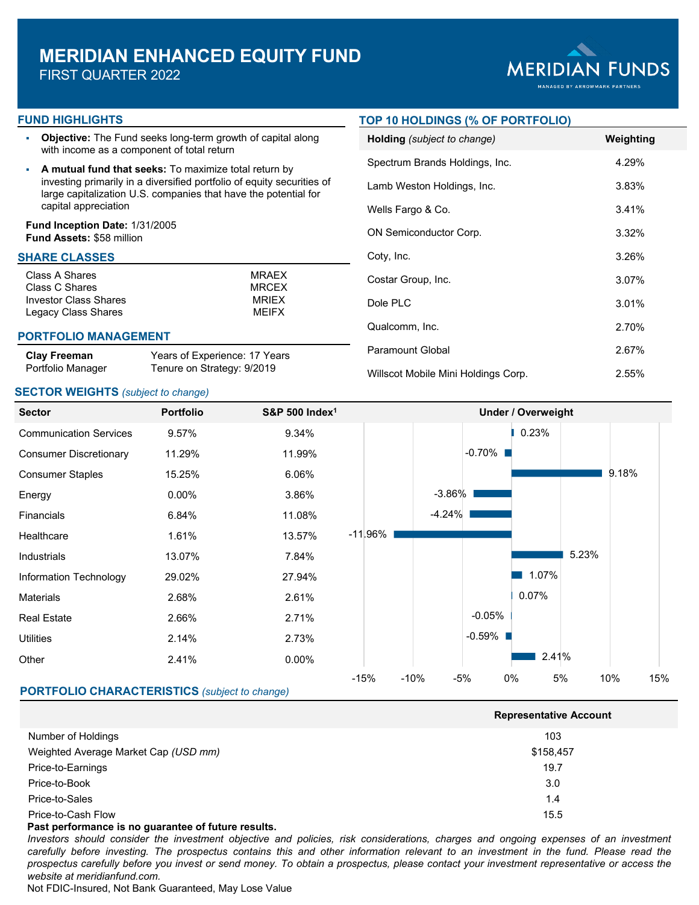# MERIDIAN ENHANCED EQUITY FUND

FIRST QUARTER 2022

MERIDIAN FUNDS
MANAGED BY ARROWMARK PARTNERS

## FUND HIGHLIGHTS

- **Objective:** The Fund seeks long-term growth of capital along with income as a component of total return
- **A mutual fund that seeks:** To maximize total return by investing primarily in a diversified portfolio of equity securities of large capitalization U.S. companies that have the potential for capital appreciation

**Fund Inception Date:** 1/31/2005
**Fund Assets:** $58 million

## SHARE CLASSES

| | |
|---|---|
| Class A Shares | MRAEX |
| Class C Shares | MRCEX |
| Investor Class Shares | MRIEX |
| Legacy Class Shares | MEIFX |

## PORTFOLIO MANAGEMENT

| | |
|---|---|
| **Clay Freeman** | Years of Experience: 17 Years |
| Portfolio Manager | Tenure on Strategy: 9/2019 |

## TOP 10 HOLDINGS (% OF PORTFOLIO)

| Holding *(subject to change)* | Weighting |
|---|---|
| Spectrum Brands Holdings, Inc. | 4.29% |
| Lamb Weston Holdings, Inc. | 3.83% |
| Wells Fargo & Co. | 3.41% |
| ON Semiconductor Corp. | 3.32% |
| Coty, Inc. | 3.26% |
| Costar Group, Inc. | 3.07% |
| Dole PLC | 3.01% |
| Qualcomm, Inc. | 2.70% |
| Paramount Global | 2.67% |
| Willscot Mobile Mini Holdings Corp. | 2.55% |

## SECTOR WEIGHTS *(subject to change)*

| Sector | Portfolio | S&P 500 Index[1] | Under / Overweight |
|---|---|---|---|
| Communication Services | 9.57% | 9.34% | 0.23% |
| Consumer Discretionary | 11.29% | 11.99% | -0.70% |
| Consumer Staples | 15.25% | 6.06% | 9.18% |
| Energy | 0.00% | 3.86% | -3.86% |
| Financials | 6.84% | 11.08% | -4.24% |
| Healthcare | 1.61% | 13.57% | -11.96% |
| Industrials | 13.07% | 7.84% | 5.23% |
| Information Technology | 29.02% | 27.94% | 1.07% |
| Materials | 2.68% | 2.61% | 0.07% |
| Real Estate | 2.66% | 2.71% | -0.05% |
| Utilities | 2.14% | 2.73% | -0.59% |
| Other | 2.41% | 0.00% | 2.41% |

## PORTFOLIO CHARACTERISTICS *(subject to change)*

| | Representative Account |
|---|---|
| Number of Holdings | 103 |
| Weighted Average Market Cap *(USD mm)* | $158,457 |
| Price-to-Earnings | 19.7 |
| Price-to-Book | 3.0 |
| Price-to-Sales | 1.4 |
| Price-to-Cash Flow | 15.5 |

**Past performance is no guarantee of future results.**

*Investors should consider the investment objective and policies, risk considerations, charges and ongoing expenses of an investment carefully before investing. The prospectus contains this and other information relevant to an investment in the fund. Please read the prospectus carefully before you invest or send money. To obtain a prospectus, please contact your investment representative or access the website at meridianfund.com.*

Not FDIC-Insured, Not Bank Guaranteed, May Lose Value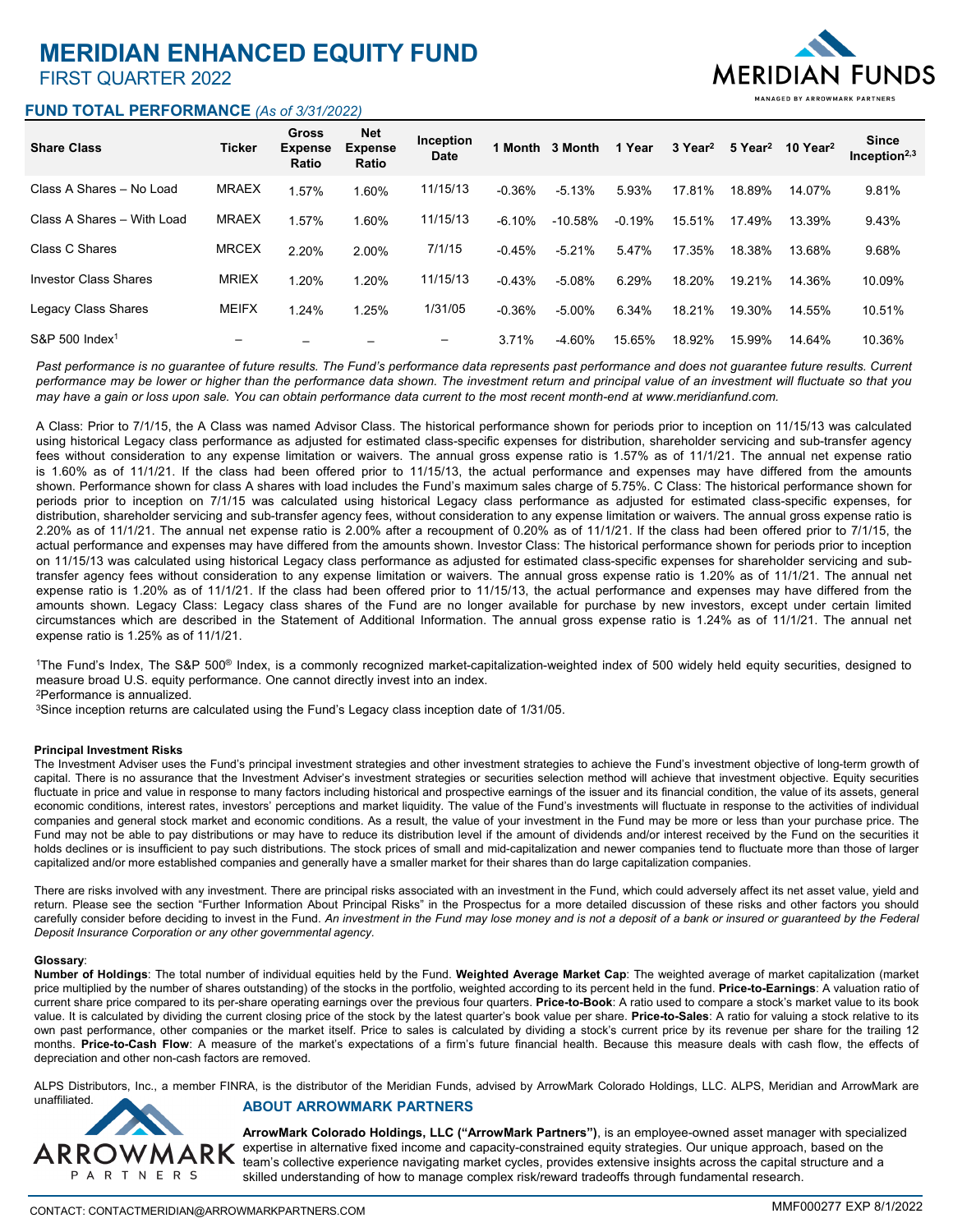# MERIDIAN ENHANCED EQUITY FUND

FIRST QUARTER 2022

## FUND TOTAL PERFORMANCE *(As of 3/31/2022)*

| Share Class | Ticker | Gross Expense Ratio | Net Expense Ratio | Inception Date | 1 Month | 3 Month | 1 Year | 3 Year[2] | 5 Year[2] | 10 Year[2] | Since Inception[2,3] |
|---|---|---|---|---|---|---|---|---|---|---|---|
| Class A Shares – No Load | MRAEX | 1.57% | 1.60% | 11/15/13 | -0.36% | -5.13% | 5.93% | 17.81% | 18.89% | 14.07% | 9.81% |
| Class A Shares – With Load | MRAEX | 1.57% | 1.60% | 11/15/13 | -6.10% | -10.58% | -0.19% | 15.51% | 17.49% | 13.39% | 9.43% |
| Class C Shares | MRCEX | 2.20% | 2.00% | 7/1/15 | -0.45% | -5.21% | 5.47% | 17.35% | 18.38% | 13.68% | 9.68% |
| Investor Class Shares | MRIEX | 1.20% | 1.20% | 11/15/13 | -0.43% | -5.08% | 6.29% | 18.20% | 19.21% | 14.36% | 10.09% |
| Legacy Class Shares | MEIFX | 1.24% | 1.25% | 1/31/05 | -0.36% | -5.00% | 6.34% | 18.21% | 19.30% | 14.55% | 10.51% |
| S&P 500 Index[1] | – | – | – | – | 3.71% | -4.60% | 15.65% | 18.92% | 15.99% | 14.64% | 10.36% |

*Past performance is no guarantee of future results. The Fund's performance data represents past performance and does not guarantee future results. Current performance may be lower or higher than the performance data shown. The investment return and principal value of an investment will fluctuate so that you may have a gain or loss upon sale. You can obtain performance data current to the most recent month-end at www.meridianfund.com.*

A Class: Prior to 7/1/15, the A Class was named Advisor Class. The historical performance shown for periods prior to inception on 11/15/13 was calculated using historical Legacy class performance as adjusted for estimated class-specific expenses for distribution, shareholder servicing and sub-transfer agency fees without consideration to any expense limitation or waivers. The annual gross expense ratio is 1.57% as of 11/1/21. The annual net expense ratio is 1.60% as of 11/1/21. If the class had been offered prior to 11/15/13, the actual performance and expenses may have differed from the amounts shown. Performance shown for class A shares with load includes the Fund's maximum sales charge of 5.75%. C Class: The historical performance shown for periods prior to inception on 7/1/15 was calculated using historical Legacy class performance as adjusted for estimated class-specific expenses, for distribution, shareholder servicing and sub-transfer agency fees, without consideration to any expense limitation or waivers. The annual gross expense ratio is 2.20% as of 11/1/21. The annual net expense ratio is 2.00% after a recoupment of 0.20% as of 11/1/21. If the class had been offered prior to 7/1/15, the actual performance and expenses may have differed from the amounts shown. Investor Class: The historical performance shown for periods prior to inception on 11/15/13 was calculated using historical Legacy class performance as adjusted for estimated class-specific expenses for shareholder servicing and sub-transfer agency fees without consideration to any expense limitation or waivers. The annual gross expense ratio is 1.20% as of 11/1/21. The annual net expense ratio is 1.20% as of 11/1/21. If the class had been offered prior to 11/15/13, the actual performance and expenses may have differed from the amounts shown. Legacy Class: Legacy class shares of the Fund are no longer available for purchase by new investors, except under certain limited circumstances which are described in the Statement of Additional Information. The annual gross expense ratio is 1.24% as of 11/1/21. The annual net expense ratio is 1.25% as of 11/1/21.

[1]The Fund's Index, The S&P 500® Index, is a commonly recognized market-capitalization-weighted index of 500 widely held equity securities, designed to measure broad U.S. equity performance. One cannot directly invest into an index.
[2]Performance is annualized.
[3]Since inception returns are calculated using the Fund's Legacy class inception date of 1/31/05.

**Principal Investment Risks**

The Investment Adviser uses the Fund's principal investment strategies and other investment strategies to achieve the Fund's investment objective of long-term growth of capital. There is no assurance that the Investment Adviser's investment strategies or securities selection method will achieve that investment objective. Equity securities fluctuate in price and value in response to many factors including historical and prospective earnings of the issuer and its financial condition, the value of its assets, general economic conditions, interest rates, investors' perceptions and market liquidity. The value of the Fund's investments will fluctuate in response to the activities of individual companies and general stock market and economic conditions. As a result, the value of your investment in the Fund may be more or less than your purchase price. The Fund may not be able to pay distributions or may have to reduce its distribution level if the amount of dividends and/or interest received by the Fund on the securities it holds declines or is insufficient to pay such distributions. The stock prices of small and mid-capitalization and newer companies tend to fluctuate more than those of larger capitalized and/or more established companies and generally have a smaller market for their shares than do large capitalization companies.

There are risks involved with any investment. There are principal risks associated with an investment in the Fund, which could adversely affect its net asset value, yield and return. Please see the section "Further Information About Principal Risks" in the Prospectus for a more detailed discussion of these risks and other factors you should carefully consider before deciding to invest in the Fund. *An investment in the Fund may lose money and is not a deposit of a bank or insured or guaranteed by the Federal Deposit Insurance Corporation or any other governmental agency.*

**Glossary**:

**Number of Holdings**: The total number of individual equities held by the Fund. **Weighted Average Market Cap**: The weighted average of market capitalization (market price multiplied by the number of shares outstanding) of the stocks in the portfolio, weighted according to its percent held in the fund. **Price-to-Earnings**: A valuation ratio of current share price compared to its per-share operating earnings over the previous four quarters. **Price-to-Book**: A ratio used to compare a stock's market value to its book value. It is calculated by dividing the current closing price of the stock by the latest quarter's book value per share. **Price-to-Sales**: A ratio for valuing a stock relative to its own past performance, other companies or the market itself. Price to sales is calculated by dividing a stock's current price by its revenue per share for the trailing 12 months. **Price-to-Cash Flow**: A measure of the market's expectations of a firm's future financial health. Because this measure deals with cash flow, the effects of depreciation and other non-cash factors are removed.

ALPS Distributors, Inc., a member FINRA, is the distributor of the Meridian Funds, advised by ArrowMark Colorado Holdings, LLC. ALPS, Meridian and ArrowMark are unaffiliated.

## ABOUT ARROWMARK PARTNERS

**ArrowMark Colorado Holdings, LLC ("ArrowMark Partners")**, is an employee-owned asset manager with specialized expertise in alternative fixed income and capacity-constrained equity strategies. Our unique approach, based on the team's collective experience navigating market cycles, provides extensive insights across the capital structure and a skilled understanding of how to manage complex risk/reward tradeoffs through fundamental research.

CONTACT: CONTACTMERIDIAN@ARROWMARKPARTNERS.COM

MMF000277 EXP 8/1/2022